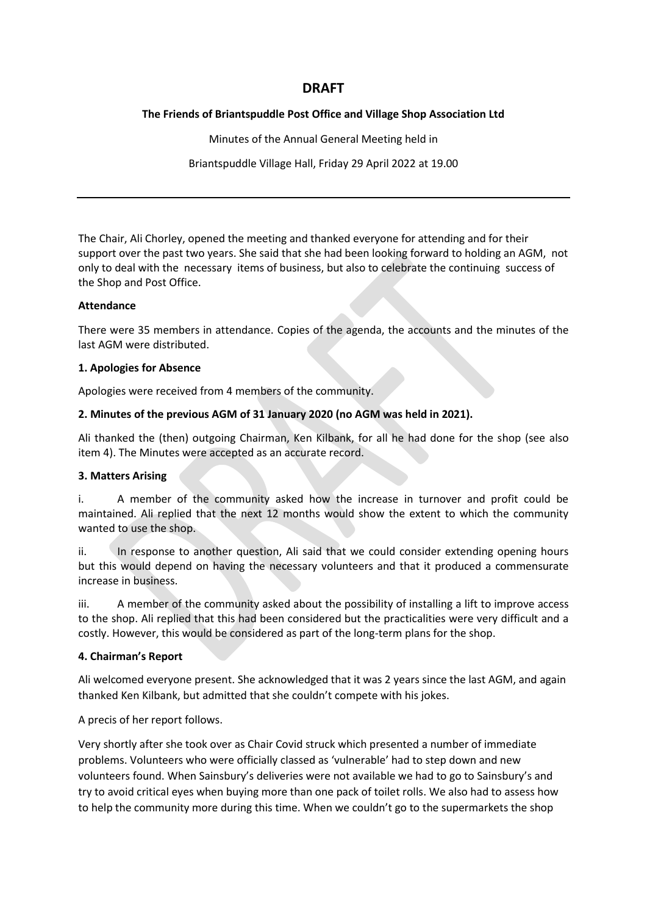# DRAFT

**The Friends of Briantspuddle Post Office and Village Shop Association Ltd**

Minutes of the Annual General Meeting held in

Briantspuddle Village Hall, Friday 29 April 2022 at 19.00

---

The Chair, Ali Chorley, opened the meeting and thanked everyone for attending and for their support over the past two years. She said that she had been looking forward to holding an AGM, not only to deal with the necessary items of business, but also to celebrate the continuing success of the Shop and Post Office.

**Attendance**

There were 35 members in attendance. Copies of the agenda, the accounts and the minutes of the last AGM were distributed.

**1. Apologies for Absence**

Apologies were received from 4 members of the community.

**2. Minutes of the previous AGM of 31 January 2020 (no AGM was held in 2021).**

Ali thanked the (then) outgoing Chairman, Ken Kilbank, for all he had done for the shop (see also item 4). The Minutes were accepted as an accurate record.

**3. Matters Arising**

i. A member of the community asked how the increase in turnover and profit could be maintained. Ali replied that the next 12 months would show the extent to which the community wanted to use the shop.

ii. In response to another question, Ali said that we could consider extending opening hours but this would depend on having the necessary volunteers and that it produced a commensurate increase in business.

iii. A member of the community asked about the possibility of installing a lift to improve access to the shop. Ali replied that this had been considered but the practicalities were very difficult and a costly. However, this would be considered as part of the long-term plans for the shop.

**4. Chairman's Report**

Ali welcomed everyone present. She acknowledged that it was 2 years since the last AGM, and again thanked Ken Kilbank, but admitted that she couldn't compete with his jokes.

A precis of her report follows.

Very shortly after she took over as Chair Covid struck which presented a number of immediate problems. Volunteers who were officially classed as 'vulnerable' had to step down and new volunteers found. When Sainsbury's deliveries were not available we had to go to Sainsbury's and try to avoid critical eyes when buying more than one pack of toilet rolls. We also had to assess how to help the community more during this time. When we couldn't go to the supermarkets the shop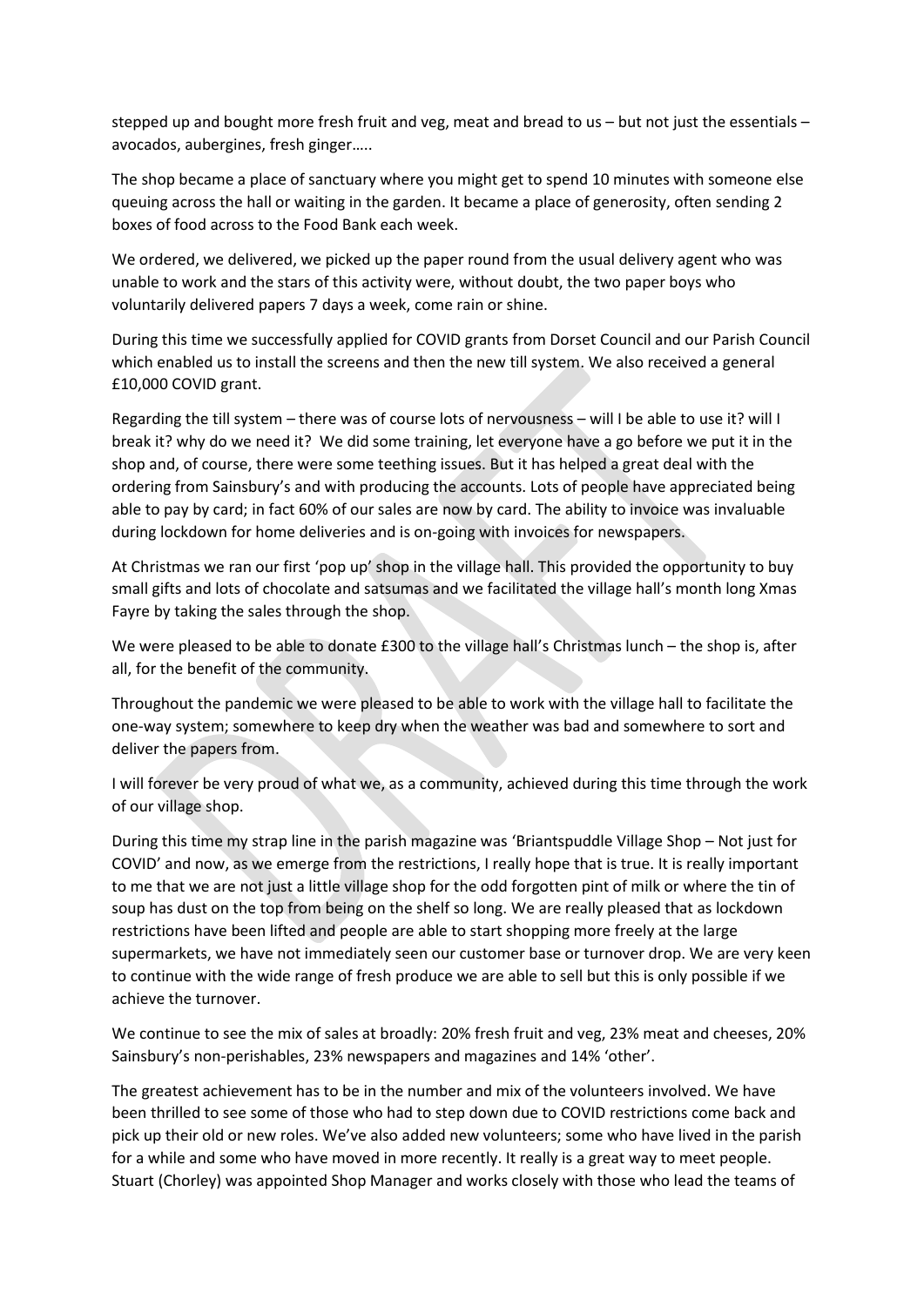stepped up and bought more fresh fruit and veg, meat and bread to us – but not just the essentials – avocados, aubergines, fresh ginger…..

The shop became a place of sanctuary where you might get to spend 10 minutes with someone else queuing across the hall or waiting in the garden. It became a place of generosity, often sending 2 boxes of food across to the Food Bank each week.

We ordered, we delivered, we picked up the paper round from the usual delivery agent who was unable to work and the stars of this activity were, without doubt, the two paper boys who voluntarily delivered papers 7 days a week, come rain or shine.

During this time we successfully applied for COVID grants from Dorset Council and our Parish Council which enabled us to install the screens and then the new till system. We also received a general £10,000 COVID grant.

Regarding the till system – there was of course lots of nervousness – will I be able to use it? will I break it? why do we need it? We did some training, let everyone have a go before we put it in the shop and, of course, there were some teething issues. But it has helped a great deal with the ordering from Sainsbury's and with producing the accounts. Lots of people have appreciated being able to pay by card; in fact 60% of our sales are now by card. The ability to invoice was invaluable during lockdown for home deliveries and is on-going with invoices for newspapers.

At Christmas we ran our first 'pop up' shop in the village hall. This provided the opportunity to buy small gifts and lots of chocolate and satsumas and we facilitated the village hall's month long Xmas Fayre by taking the sales through the shop.

We were pleased to be able to donate £300 to the village hall's Christmas lunch – the shop is, after all, for the benefit of the community.

Throughout the pandemic we were pleased to be able to work with the village hall to facilitate the one-way system; somewhere to keep dry when the weather was bad and somewhere to sort and deliver the papers from.

I will forever be very proud of what we, as a community, achieved during this time through the work of our village shop.

During this time my strap line in the parish magazine was 'Briantspuddle Village Shop – Not just for COVID' and now, as we emerge from the restrictions, I really hope that is true. It is really important to me that we are not just a little village shop for the odd forgotten pint of milk or where the tin of soup has dust on the top from being on the shelf so long. We are really pleased that as lockdown restrictions have been lifted and people are able to start shopping more freely at the large supermarkets, we have not immediately seen our customer base or turnover drop. We are very keen to continue with the wide range of fresh produce we are able to sell but this is only possible if we achieve the turnover.

We continue to see the mix of sales at broadly: 20% fresh fruit and veg, 23% meat and cheeses, 20% Sainsbury's non-perishables, 23% newspapers and magazines and 14% 'other'.

The greatest achievement has to be in the number and mix of the volunteers involved. We have been thrilled to see some of those who had to step down due to COVID restrictions come back and pick up their old or new roles. We've also added new volunteers; some who have lived in the parish for a while and some who have moved in more recently. It really is a great way to meet people. Stuart (Chorley) was appointed Shop Manager and works closely with those who lead the teams of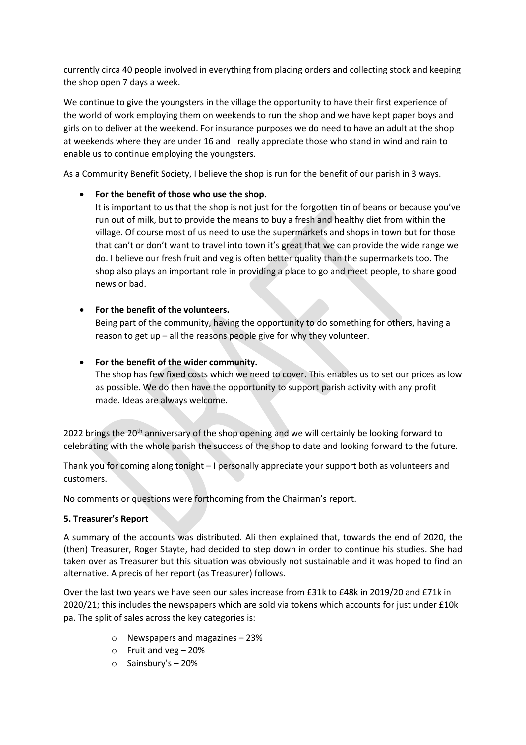currently circa 40 people involved in everything from placing orders and collecting stock and keeping the shop open 7 days a week.

We continue to give the youngsters in the village the opportunity to have their first experience of the world of work employing them on weekends to run the shop and we have kept paper boys and girls on to deliver at the weekend. For insurance purposes we do need to have an adult at the shop at weekends where they are under 16 and I really appreciate those who stand in wind and rain to enable us to continue employing the youngsters.

As a Community Benefit Society, I believe the shop is run for the benefit of our parish in 3 ways.

- **For the benefit of those who use the shop.**
  It is important to us that the shop is not just for the forgotten tin of beans or because you've run out of milk, but to provide the means to buy a fresh and healthy diet from within the village. Of course most of us need to use the supermarkets and shops in town but for those that can't or don't want to travel into town it's great that we can provide the wide range we do. I believe our fresh fruit and veg is often better quality than the supermarkets too. The shop also plays an important role in providing a place to go and meet people, to share good news or bad.

- **For the benefit of the volunteers.**
  Being part of the community, having the opportunity to do something for others, having a reason to get up – all the reasons people give for why they volunteer.

- **For the benefit of the wider community.**
  The shop has few fixed costs which we need to cover. This enables us to set our prices as low as possible. We do then have the opportunity to support parish activity with any profit made. Ideas are always welcome.

2022 brings the 20th anniversary of the shop opening and we will certainly be looking forward to celebrating with the whole parish the success of the shop to date and looking forward to the future.

Thank you for coming along tonight – I personally appreciate your support both as volunteers and customers.

No comments or questions were forthcoming from the Chairman's report.

**5. Treasurer's Report**

A summary of the accounts was distributed. Ali then explained that, towards the end of 2020, the (then) Treasurer, Roger Stayte, had decided to step down in order to continue his studies. She had taken over as Treasurer but this situation was obviously not sustainable and it was hoped to find an alternative. A precis of her report (as Treasurer) follows.

Over the last two years we have seen our sales increase from £31k to £48k in 2019/20 and £71k in 2020/21; this includes the newspapers which are sold via tokens which accounts for just under £10k pa. The split of sales across the key categories is:

- Newspapers and magazines – 23%
- Fruit and veg – 20%
- Sainsbury's – 20%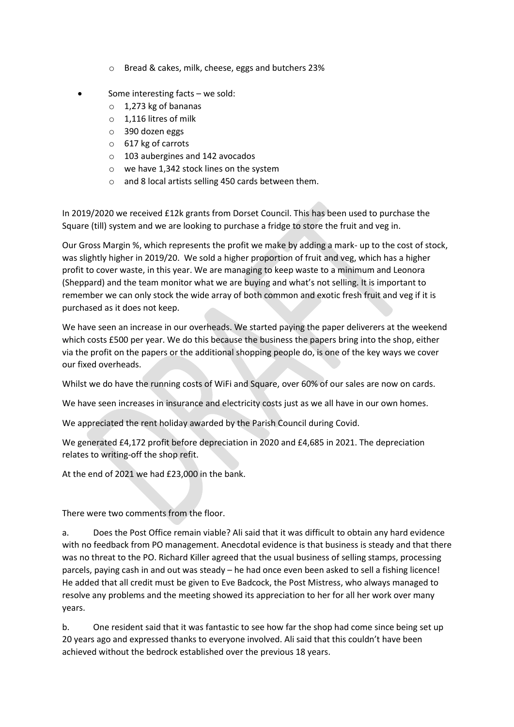- Bread & cakes, milk, cheese, eggs and butchers 23%

- Some interesting facts – we sold:
   - 1,273 kg of bananas
   - 1,116 litres of milk
   - 390 dozen eggs
   - 617 kg of carrots
   - 103 aubergines and 142 avocados
   - we have 1,342 stock lines on the system
   - and 8 local artists selling 450 cards between them.

In 2019/2020 we received £12k grants from Dorset Council. This has been used to purchase the Square (till) system and we are looking to purchase a fridge to store the fruit and veg in.

Our Gross Margin %, which represents the profit we make by adding a mark- up to the cost of stock, was slightly higher in 2019/20. We sold a higher proportion of fruit and veg, which has a higher profit to cover waste, in this year. We are managing to keep waste to a minimum and Leonora (Sheppard) and the team monitor what we are buying and what's not selling. It is important to remember we can only stock the wide array of both common and exotic fresh fruit and veg if it is purchased as it does not keep.

We have seen an increase in our overheads. We started paying the paper deliverers at the weekend which costs £500 per year. We do this because the business the papers bring into the shop, either via the profit on the papers or the additional shopping people do, is one of the key ways we cover our fixed overheads.

Whilst we do have the running costs of WiFi and Square, over 60% of our sales are now on cards.

We have seen increases in insurance and electricity costs just as we all have in our own homes.

We appreciated the rent holiday awarded by the Parish Council during Covid.

We generated £4,172 profit before depreciation in 2020 and £4,685 in 2021. The depreciation relates to writing-off the shop refit.

At the end of 2021 we had £23,000 in the bank.

There were two comments from the floor.

a. Does the Post Office remain viable? Ali said that it was difficult to obtain any hard evidence with no feedback from PO management. Anecdotal evidence is that business is steady and that there was no threat to the PO. Richard Killer agreed that the usual business of selling stamps, processing parcels, paying cash in and out was steady – he had once even been asked to sell a fishing licence! He added that all credit must be given to Eve Badcock, the Post Mistress, who always managed to resolve any problems and the meeting showed its appreciation to her for all her work over many years.

b. One resident said that it was fantastic to see how far the shop had come since being set up 20 years ago and expressed thanks to everyone involved. Ali said that this couldn't have been achieved without the bedrock established over the previous 18 years.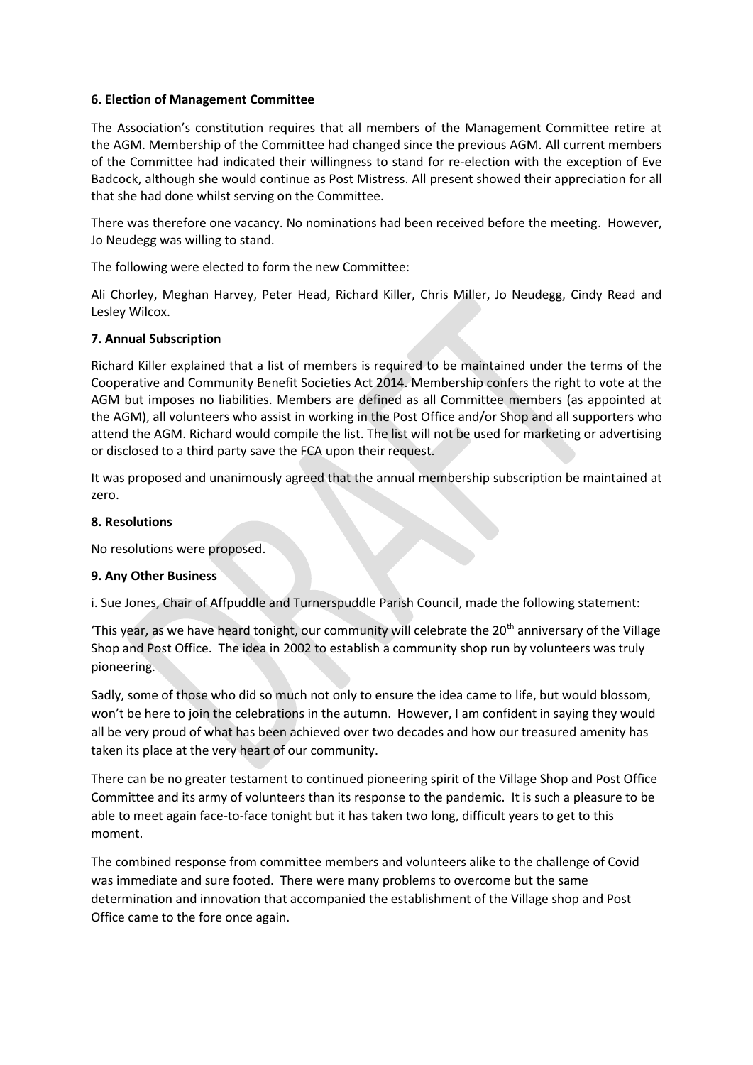**6. Election of Management Committee**

The Association's constitution requires that all members of the Management Committee retire at the AGM. Membership of the Committee had changed since the previous AGM. All current members of the Committee had indicated their willingness to stand for re-election with the exception of Eve Badcock, although she would continue as Post Mistress. All present showed their appreciation for all that she had done whilst serving on the Committee.

There was therefore one vacancy. No nominations had been received before the meeting. However, Jo Neudegg was willing to stand.

The following were elected to form the new Committee:

Ali Chorley, Meghan Harvey, Peter Head, Richard Killer, Chris Miller, Jo Neudegg, Cindy Read and Lesley Wilcox.

**7. Annual Subscription**

Richard Killer explained that a list of members is required to be maintained under the terms of the Cooperative and Community Benefit Societies Act 2014. Membership confers the right to vote at the AGM but imposes no liabilities. Members are defined as all Committee members (as appointed at the AGM), all volunteers who assist in working in the Post Office and/or Shop and all supporters who attend the AGM. Richard would compile the list. The list will not be used for marketing or advertising or disclosed to a third party save the FCA upon their request.

It was proposed and unanimously agreed that the annual membership subscription be maintained at zero.

**8. Resolutions**

No resolutions were proposed.

**9. Any Other Business**

i. Sue Jones, Chair of Affpuddle and Turnerspuddle Parish Council, made the following statement:

'This year, as we have heard tonight, our community will celebrate the 20th anniversary of the Village Shop and Post Office. The idea in 2002 to establish a community shop run by volunteers was truly pioneering.

Sadly, some of those who did so much not only to ensure the idea came to life, but would blossom, won't be here to join the celebrations in the autumn. However, I am confident in saying they would all be very proud of what has been achieved over two decades and how our treasured amenity has taken its place at the very heart of our community.

There can be no greater testament to continued pioneering spirit of the Village Shop and Post Office Committee and its army of volunteers than its response to the pandemic. It is such a pleasure to be able to meet again face-to-face tonight but it has taken two long, difficult years to get to this moment.

The combined response from committee members and volunteers alike to the challenge of Covid was immediate and sure footed. There were many problems to overcome but the same determination and innovation that accompanied the establishment of the Village shop and Post Office came to the fore once again.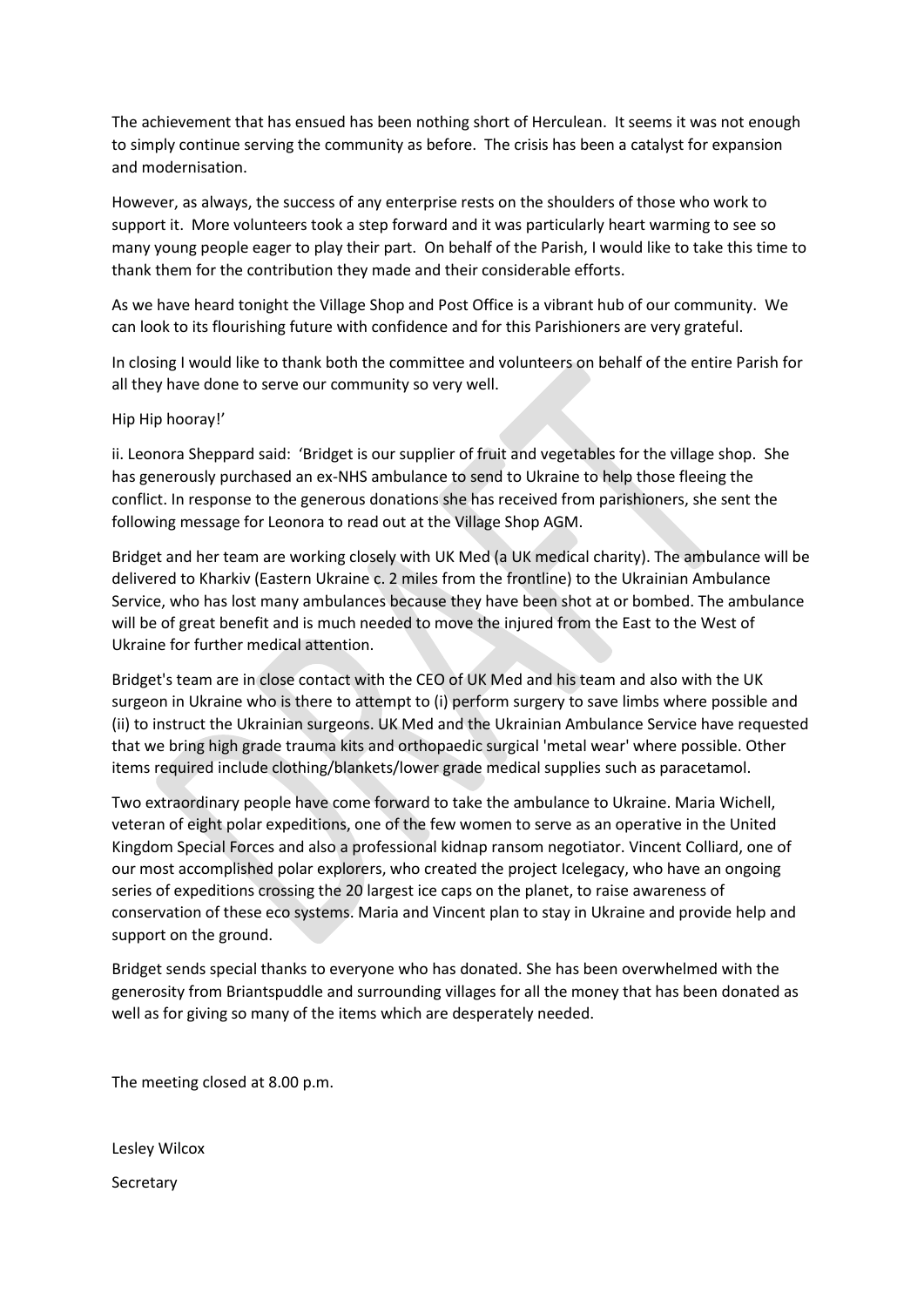The achievement that has ensued has been nothing short of Herculean. It seems it was not enough to simply continue serving the community as before. The crisis has been a catalyst for expansion and modernisation.

However, as always, the success of any enterprise rests on the shoulders of those who work to support it. More volunteers took a step forward and it was particularly heart warming to see so many young people eager to play their part. On behalf of the Parish, I would like to take this time to thank them for the contribution they made and their considerable efforts.

As we have heard tonight the Village Shop and Post Office is a vibrant hub of our community. We can look to its flourishing future with confidence and for this Parishioners are very grateful.

In closing I would like to thank both the committee and volunteers on behalf of the entire Parish for all they have done to serve our community so very well.

Hip Hip hooray!'

ii. Leonora Sheppard said: 'Bridget is our supplier of fruit and vegetables for the village shop. She has generously purchased an ex-NHS ambulance to send to Ukraine to help those fleeing the conflict. In response to the generous donations she has received from parishioners, she sent the following message for Leonora to read out at the Village Shop AGM.

Bridget and her team are working closely with UK Med (a UK medical charity). The ambulance will be delivered to Kharkiv (Eastern Ukraine c. 2 miles from the frontline) to the Ukrainian Ambulance Service, who has lost many ambulances because they have been shot at or bombed. The ambulance will be of great benefit and is much needed to move the injured from the East to the West of Ukraine for further medical attention.

Bridget's team are in close contact with the CEO of UK Med and his team and also with the UK surgeon in Ukraine who is there to attempt to (i) perform surgery to save limbs where possible and (ii) to instruct the Ukrainian surgeons. UK Med and the Ukrainian Ambulance Service have requested that we bring high grade trauma kits and orthopaedic surgical 'metal wear' where possible. Other items required include clothing/blankets/lower grade medical supplies such as paracetamol.

Two extraordinary people have come forward to take the ambulance to Ukraine. Maria Wichell, veteran of eight polar expeditions, one of the few women to serve as an operative in the United Kingdom Special Forces and also a professional kidnap ransom negotiator. Vincent Colliard, one of our most accomplished polar explorers, who created the project Icelegacy, who have an ongoing series of expeditions crossing the 20 largest ice caps on the planet, to raise awareness of conservation of these eco systems. Maria and Vincent plan to stay in Ukraine and provide help and support on the ground.

Bridget sends special thanks to everyone who has donated. She has been overwhelmed with the generosity from Briantspuddle and surrounding villages for all the money that has been donated as well as for giving so many of the items which are desperately needed.

The meeting closed at 8.00 p.m.

Lesley Wilcox

Secretary